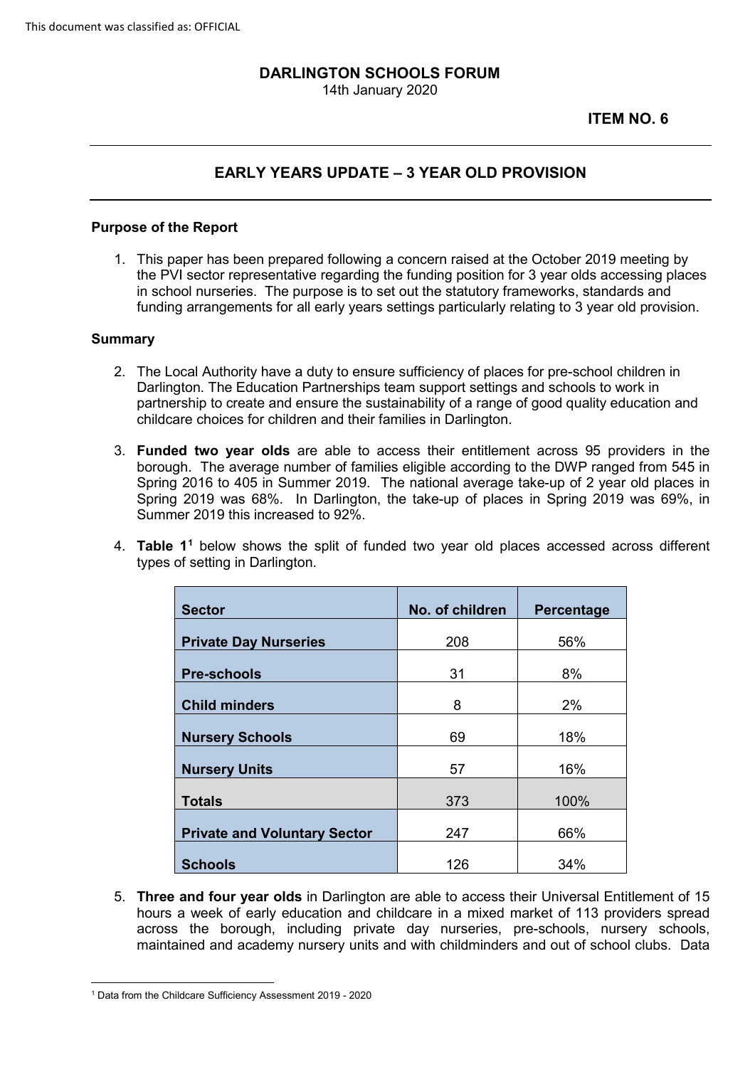This document was classified as: OFFICIAL

**DARLINGTON SCHOOLS FORUM**
14th January 2020

**ITEM NO. 6**

## EARLY YEARS UPDATE – 3 YEAR OLD PROVISION

### Purpose of the Report

1. This paper has been prepared following a concern raised at the October 2019 meeting by the PVI sector representative regarding the funding position for 3 year olds accessing places in school nurseries. The purpose is to set out the statutory frameworks, standards and funding arrangements for all early years settings particularly relating to 3 year old provision.

### Summary

2. The Local Authority have a duty to ensure sufficiency of places for pre-school children in Darlington. The Education Partnerships team support settings and schools to work in partnership to create and ensure the sustainability of a range of good quality education and childcare choices for children and their families in Darlington.

3. **Funded two year olds** are able to access their entitlement across 95 providers in the borough. The average number of families eligible according to the DWP ranged from 545 in Spring 2016 to 405 in Summer 2019. The national average take-up of 2 year old places in Spring 2019 was 68%. In Darlington, the take-up of places in Spring 2019 was 69%, in Summer 2019 this increased to 92%.

4. **Table 1**[1] below shows the split of funded two year old places accessed across different types of setting in Darlington.

| Sector | No. of children | Percentage |
|---|---|---|
| **Private Day Nurseries** | 208 | 56% |
| **Pre-schools** | 31 | 8% |
| **Child minders** | 8 | 2% |
| **Nursery Schools** | 69 | 18% |
| **Nursery Units** | 57 | 16% |
| **Totals** | 373 | 100% |
| **Private and Voluntary Sector** | 247 | 66% |
| **Schools** | 126 | 34% |

5. **Three and four year olds** in Darlington are able to access their Universal Entitlement of 15 hours a week of early education and childcare in a mixed market of 113 providers spread across the borough, including private day nurseries, pre-schools, nursery schools, maintained and academy nursery units and with childminders and out of school clubs. Data

[1] Data from the Childcare Sufficiency Assessment 2019 - 2020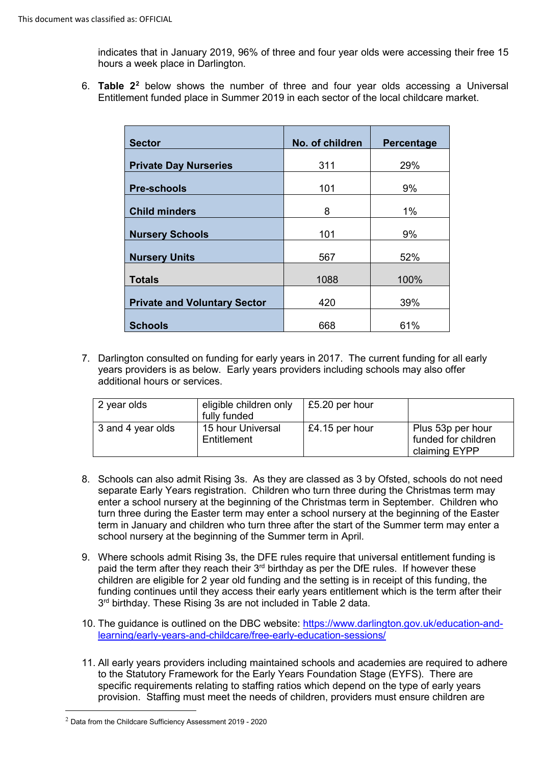indicates that in January 2019, 96% of three and four year olds were accessing their free 15 hours a week place in Darlington.

6. **Table 2**[2] below shows the number of three and four year olds accessing a Universal Entitlement funded place in Summer 2019 in each sector of the local childcare market.

| Sector | No. of children | Percentage |
|---|---|---|
| **Private Day Nurseries** | 311 | 29% |
| **Pre-schools** | 101 | 9% |
| **Child minders** | 8 | 1% |
| **Nursery Schools** | 101 | 9% |
| **Nursery Units** | 567 | 52% |
| **Totals** | 1088 | 100% |
| **Private and Voluntary Sector** | 420 | 39% |
| **Schools** | 668 | 61% |

7. Darlington consulted on funding for early years in 2017. The current funding for all early years providers is as below. Early years providers including schools may also offer additional hours or services.

| | | | |
|---|---|---|---|
| 2 year olds | eligible children only fully funded | £5.20 per hour | |
| 3 and 4 year olds | 15 hour Universal Entitlement | £4.15 per hour | Plus 53p per hour funded for children claiming EYPP |

8. Schools can also admit Rising 3s. As they are classed as 3 by Ofsted, schools do not need separate Early Years registration. Children who turn three during the Christmas term may enter a school nursery at the beginning of the Christmas term in September. Children who turn three during the Easter term may enter a school nursery at the beginning of the Easter term in January and children who turn three after the start of the Summer term may enter a school nursery at the beginning of the Summer term in April.

9. Where schools admit Rising 3s, the DFE rules require that universal entitlement funding is paid the term after they reach their 3rd birthday as per the DfE rules. If however these children are eligible for 2 year old funding and the setting is in receipt of this funding, the funding continues until they access their early years entitlement which is the term after their 3rd birthday. These Rising 3s are not included in Table 2 data.

10. The guidance is outlined on the DBC website: https://www.darlington.gov.uk/education-and-learning/early-years-and-childcare/free-early-education-sessions/

11. All early years providers including maintained schools and academies are required to adhere to the Statutory Framework for the Early Years Foundation Stage (EYFS). There are specific requirements relating to staffing ratios which depend on the type of early years provision. Staffing must meet the needs of children, providers must ensure children are

[2] Data from the Childcare Sufficiency Assessment 2019 - 2020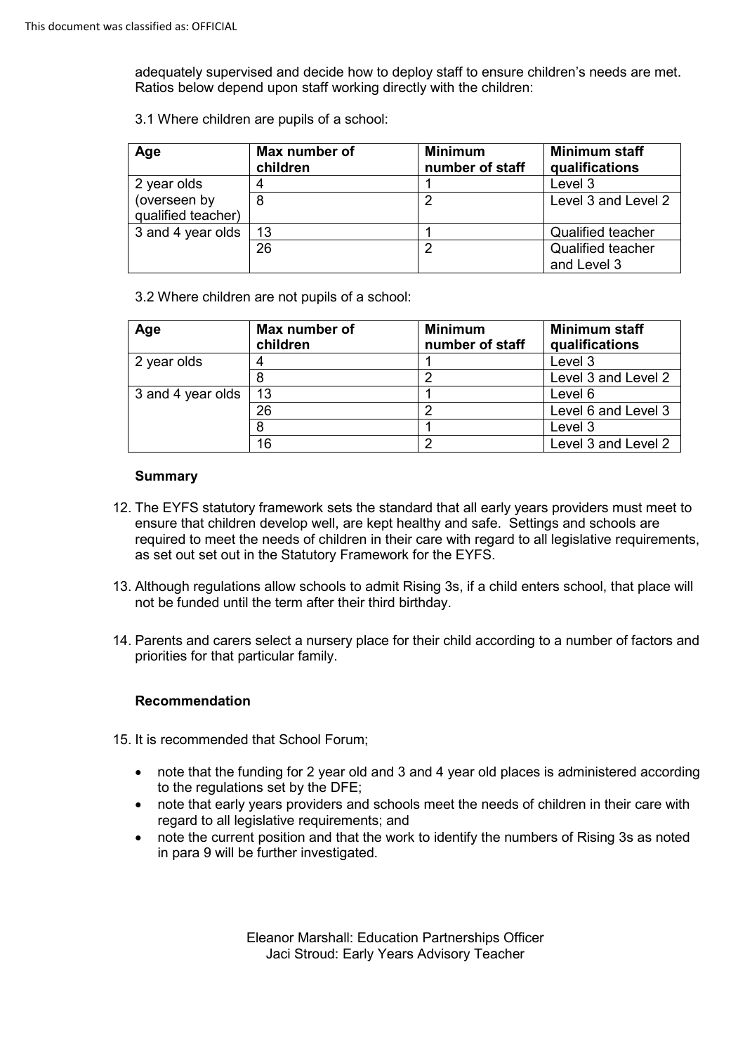adequately supervised and decide how to deploy staff to ensure children's needs are met. Ratios below depend upon staff working directly with the children:

3.1 Where children are pupils of a school:

| Age | Max number of children | Minimum number of staff | Minimum staff qualifications |
|---|---|---|---|
| 2 year olds (overseen by qualified teacher) | 4 | 1 | Level 3 |
| | 8 | 2 | Level 3 and Level 2 |
| 3 and 4 year olds | 13 | 1 | Qualified teacher |
| | 26 | 2 | Qualified teacher and Level 3 |

3.2 Where children are not pupils of a school:

| Age | Max number of children | Minimum number of staff | Minimum staff qualifications |
|---|---|---|---|
| 2 year olds | 4 | 1 | Level 3 |
| | 8 | 2 | Level 3 and Level 2 |
| 3 and 4 year olds | 13 | 1 | Level 6 |
| | 26 | 2 | Level 6 and Level 3 |
| | 8 | 1 | Level 3 |
| | 16 | 2 | Level 3 and Level 2 |

**Summary**

12. The EYFS statutory framework sets the standard that all early years providers must meet to ensure that children develop well, are kept healthy and safe. Settings and schools are required to meet the needs of children in their care with regard to all legislative requirements, as set out set out in the Statutory Framework for the EYFS.

13. Although regulations allow schools to admit Rising 3s, if a child enters school, that place will not be funded until the term after their third birthday.

14. Parents and carers select a nursery place for their child according to a number of factors and priorities for that particular family.

**Recommendation**

15. It is recommended that School Forum;

- note that the funding for 2 year old and 3 and 4 year old places is administered according to the regulations set by the DFE;
- note that early years providers and schools meet the needs of children in their care with regard to all legislative requirements; and
- note the current position and that the work to identify the numbers of Rising 3s as noted in para 9 will be further investigated.

Eleanor Marshall: Education Partnerships Officer
Jaci Stroud: Early Years Advisory Teacher